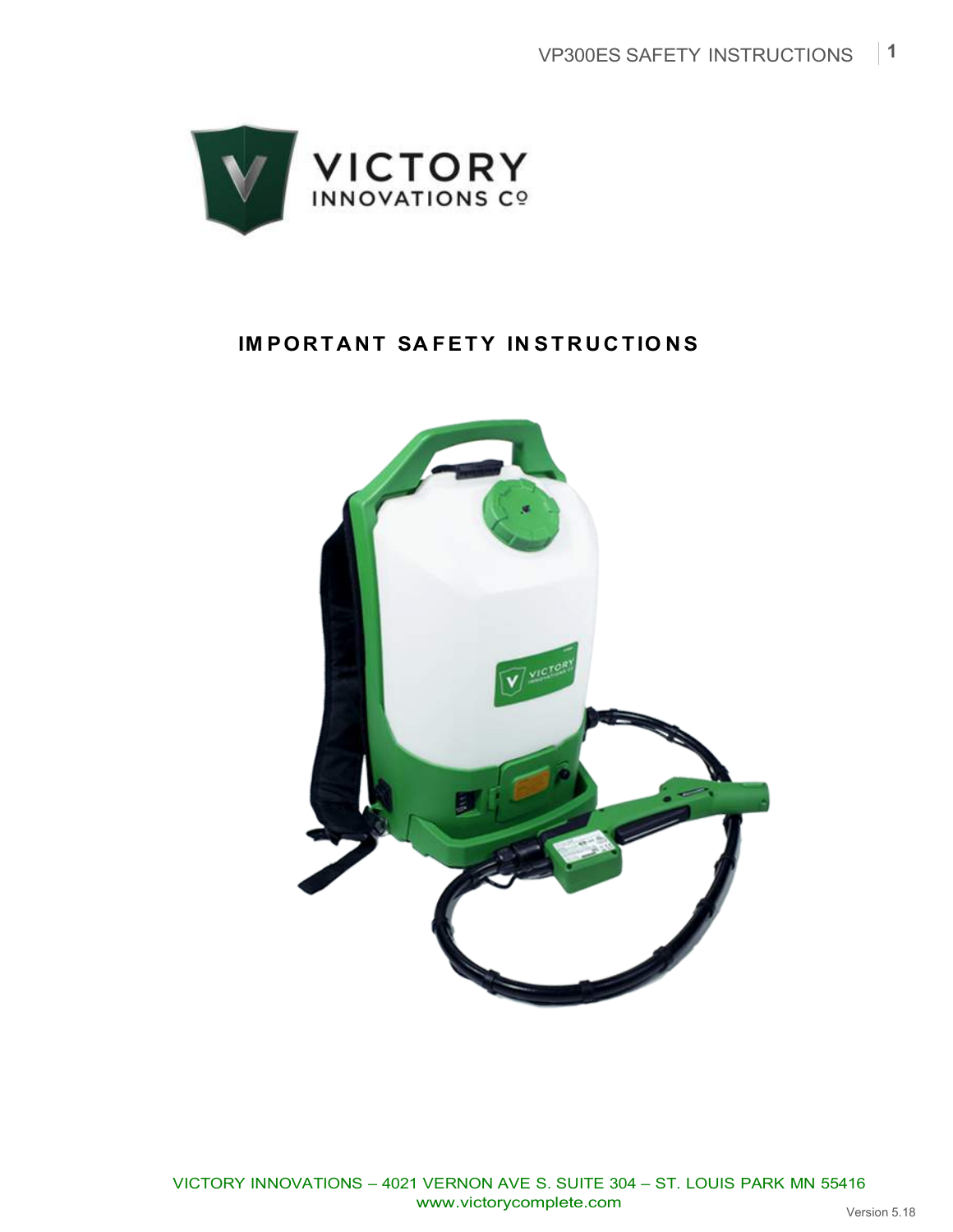# IMPORTANT SAFETY INSTRUCTIONS

VICTORY INNOVATIONS – 4021 VERNON AVE S. SUITE 304 – ST. LOUIS PARK MN 55416
www.victorycomplete.com

Version 5.18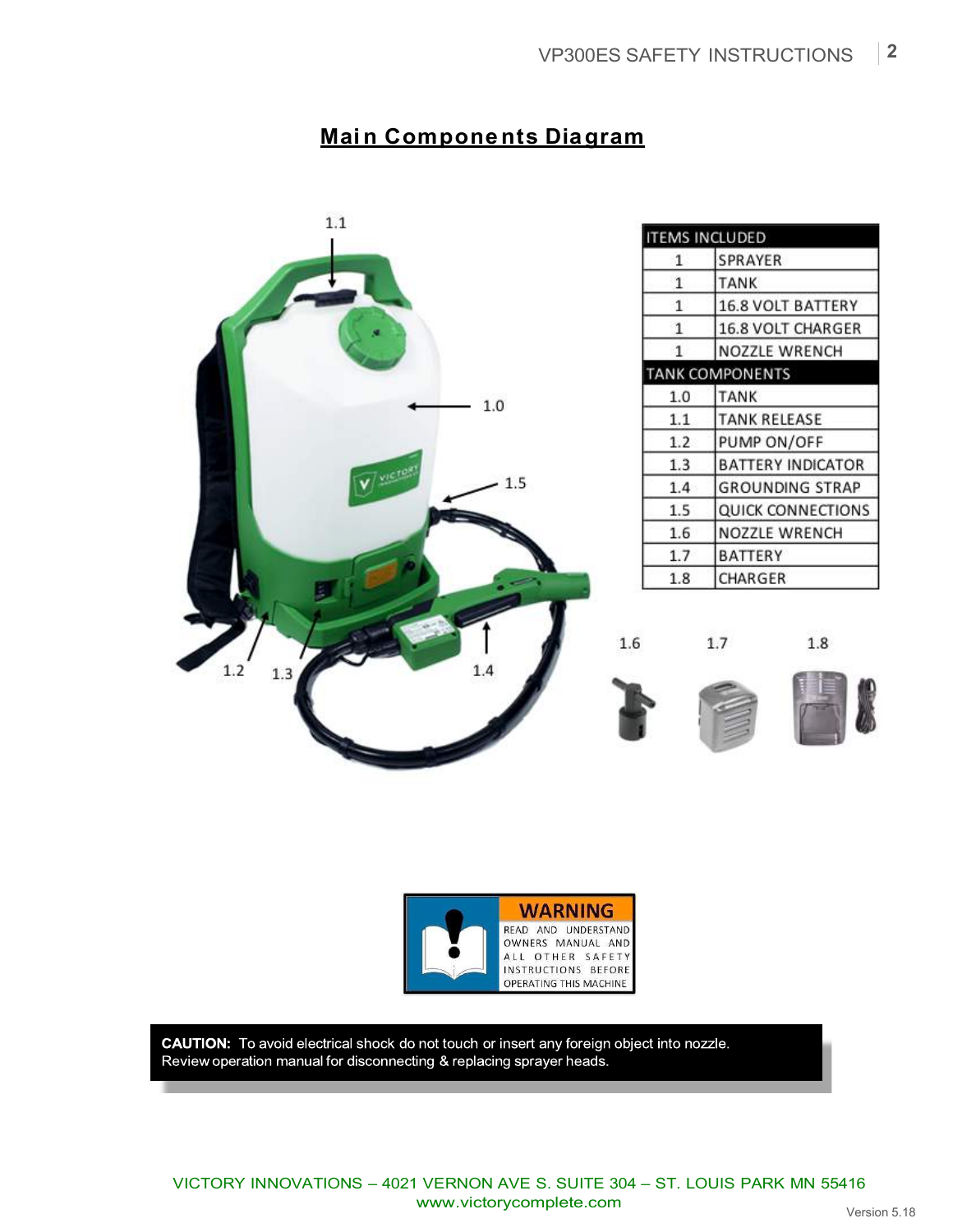## Main Components Diagram

| ITEMS INCLUDED | |
|---|---|
| 1 | SPRAYER |
| 1 | TANK |
| 1 | 16.8 VOLT BATTERY |
| 1 | 16.8 VOLT CHARGER |
| 1 | NOZZLE WRENCH |
| **TANK COMPONENTS** | |
| 1.0 | TANK |
| 1.1 | TANK RELEASE |
| 1.2 | PUMP ON/OFF |
| 1.3 | BATTERY INDICATOR |
| 1.4 | GROUNDING STRAP |
| 1.5 | QUICK CONNECTIONS |
| 1.6 | NOZZLE WRENCH |
| 1.7 | BATTERY |
| 1.8 | CHARGER |

**WARNING**

READ AND UNDERSTAND OWNERS MANUAL AND ALL OTHER SAFETY INSTRUCTIONS BEFORE OPERATING THIS MACHINE

**CAUTION:** To avoid electrical shock do not touch or insert any foreign object into nozzle. Review operation manual for disconnecting & replacing sprayer heads.

VICTORY INNOVATIONS – 4021 VERNON AVE S. SUITE 304 – ST. LOUIS PARK MN 55416
www.victorycomplete.com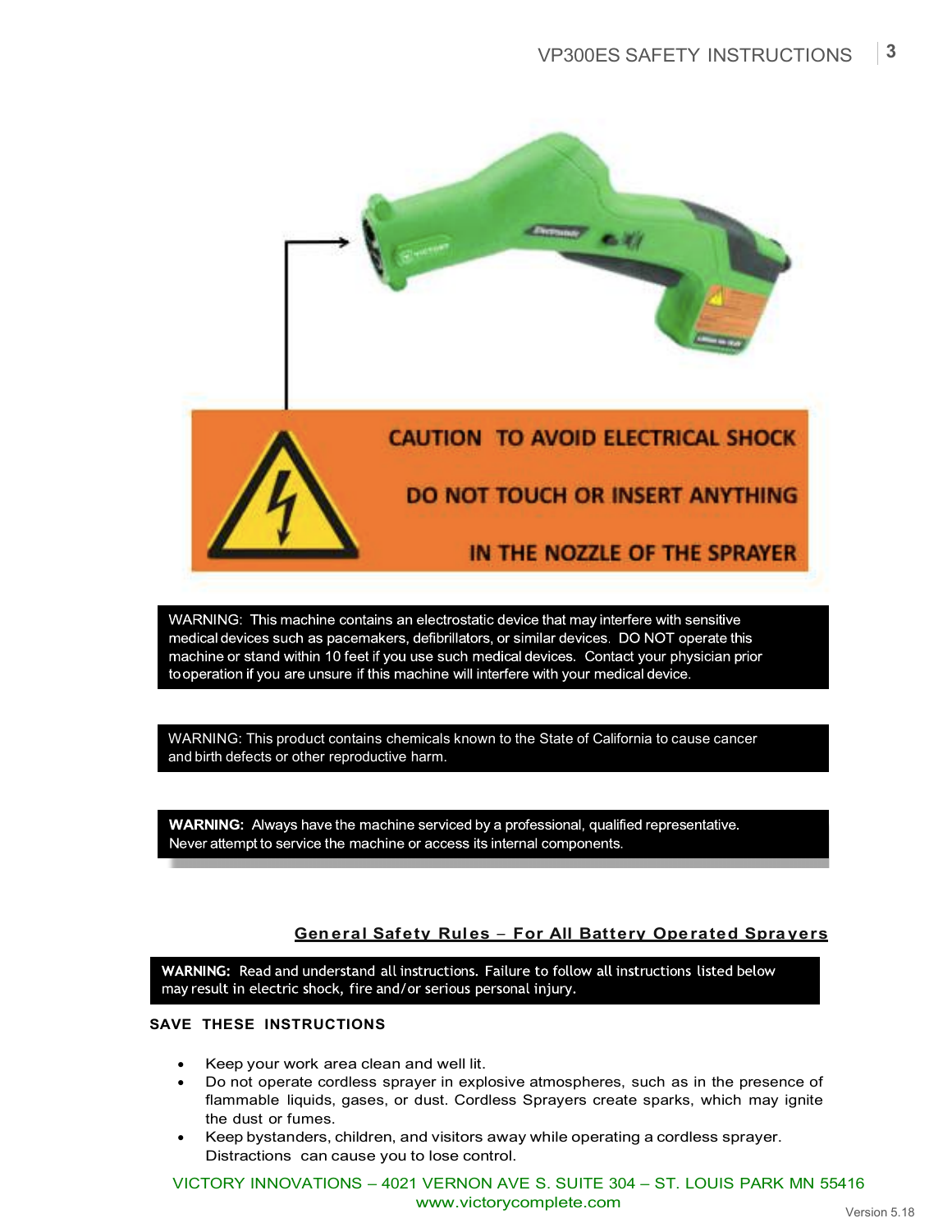CAUTION TO AVOID ELECTRICAL SHOCK

DO NOT TOUCH OR INSERT ANYTHING

IN THE NOZZLE OF THE SPRAYER

WARNING: This machine contains an electrostatic device that may interfere with sensitive medical devices such as pacemakers, defibrillators, or similar devices. DO NOT operate this machine or stand within 10 feet if you use such medical devices. Contact your physician prior to operation if you are unsure if this machine will interfere with your medical device.

WARNING: This product contains chemicals known to the State of California to cause cancer and birth defects or other reproductive harm.

**WARNING:** Always have the machine serviced by a professional, qualified representative. Never attempt to service the machine or access its internal components.

## General Safety Rules – For All Battery Operated Sprayers

**WARNING:** Read and understand all instructions. Failure to follow all instructions listed below may result in electric shock, fire and/or serious personal injury.

**SAVE THESE INSTRUCTIONS**

- Keep your work area clean and well lit.
- Do not operate cordless sprayer in explosive atmospheres, such as in the presence of flammable liquids, gases, or dust. Cordless Sprayers create sparks, which may ignite the dust or fumes.
- Keep bystanders, children, and visitors away while operating a cordless sprayer. Distractions can cause you to lose control.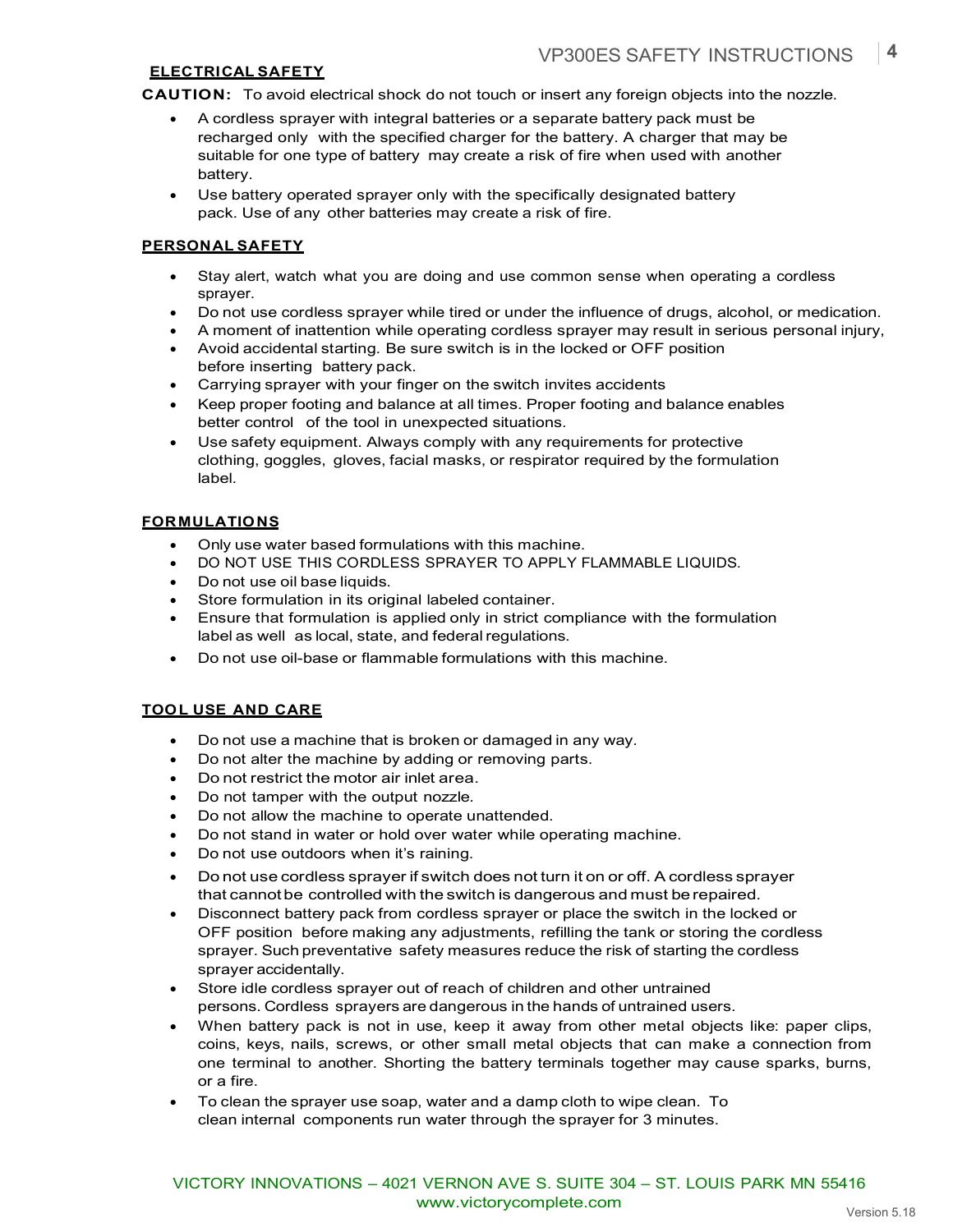## ELECTRICAL SAFETY

**CAUTION:** To avoid electrical shock do not touch or insert any foreign objects into the nozzle.

- A cordless sprayer with integral batteries or a separate battery pack must be recharged only with the specified charger for the battery. A charger that may be suitable for one type of battery may create a risk of fire when used with another battery.
- Use battery operated sprayer only with the specifically designated battery pack. Use of any other batteries may create a risk of fire.

## PERSONAL SAFETY

- Stay alert, watch what you are doing and use common sense when operating a cordless sprayer.
- Do not use cordless sprayer while tired or under the influence of drugs, alcohol, or medication.
- A moment of inattention while operating cordless sprayer may result in serious personal injury,
- Avoid accidental starting. Be sure switch is in the locked or OFF position before inserting battery pack.
- Carrying sprayer with your finger on the switch invites accidents
- Keep proper footing and balance at all times. Proper footing and balance enables better control of the tool in unexpected situations.
- Use safety equipment. Always comply with any requirements for protective clothing, goggles, gloves, facial masks, or respirator required by the formulation label.

## FORMULATIONS

- Only use water based formulations with this machine.
- DO NOT USE THIS CORDLESS SPRAYER TO APPLY FLAMMABLE LIQUIDS.
- Do not use oil base liquids.
- Store formulation in its original labeled container.
- Ensure that formulation is applied only in strict compliance with the formulation label as well as local, state, and federal regulations.
- Do not use oil-base or flammable formulations with this machine.

## TOOL USE AND CARE

- Do not use a machine that is broken or damaged in any way.
- Do not alter the machine by adding or removing parts.
- Do not restrict the motor air inlet area.
- Do not tamper with the output nozzle.
- Do not allow the machine to operate unattended.
- Do not stand in water or hold over water while operating machine.
- Do not use outdoors when it's raining.
- Do not use cordless sprayer if switch does not turn it on or off. A cordless sprayer that cannot be controlled with the switch is dangerous and must be repaired.
- Disconnect battery pack from cordless sprayer or place the switch in the locked or OFF position before making any adjustments, refilling the tank or storing the cordless sprayer. Such preventative safety measures reduce the risk of starting the cordless sprayer accidentally.
- Store idle cordless sprayer out of reach of children and other untrained persons. Cordless sprayers are dangerous in the hands of untrained users.
- When battery pack is not in use, keep it away from other metal objects like: paper clips, coins, keys, nails, screws, or other small metal objects that can make a connection from one terminal to another. Shorting the battery terminals together may cause sparks, burns, or a fire.
- To clean the sprayer use soap, water and a damp cloth to wipe clean. To clean internal components run water through the sprayer for 3 minutes.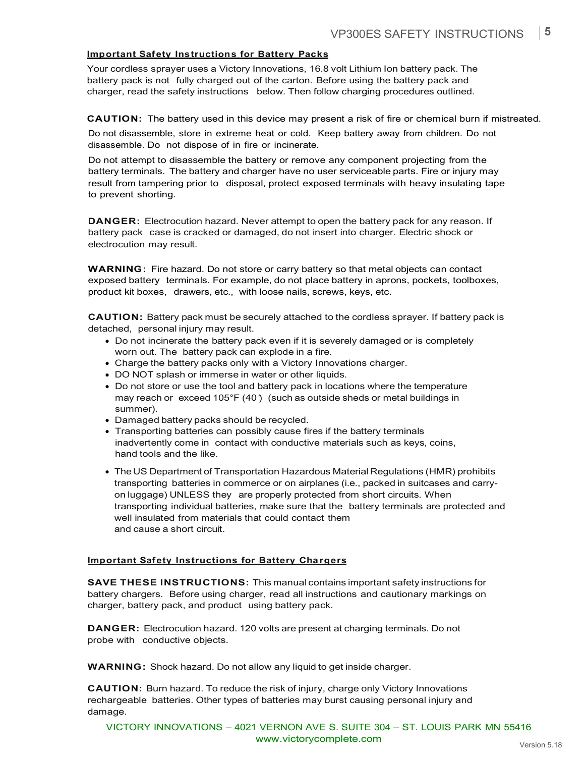## Important Safety Instructions for Battery Packs

Your cordless sprayer uses a Victory Innovations, 16.8 volt Lithium Ion battery pack. The battery pack is not fully charged out of the carton. Before using the battery pack and charger, read the safety instructions below. Then follow charging procedures outlined.

**CAUTION:** The battery used in this device may present a risk of fire or chemical burn if mistreated. Do not disassemble, store in extreme heat or cold. Keep battery away from children. Do not disassemble. Do not dispose of in fire or incinerate.

Do not attempt to disassemble the battery or remove any component projecting from the battery terminals. The battery and charger have no user serviceable parts. Fire or injury may result from tampering prior to disposal, protect exposed terminals with heavy insulating tape to prevent shorting.

**DANGER:** Electrocution hazard. Never attempt to open the battery pack for any reason. If battery pack case is cracked or damaged, do not insert into charger. Electric shock or electrocution may result.

**WARNING:** Fire hazard. Do not store or carry battery so that metal objects can contact exposed battery terminals. For example, do not place battery in aprons, pockets, toolboxes, product kit boxes, drawers, etc., with loose nails, screws, keys, etc.

**CAUTION:** Battery pack must be securely attached to the cordless sprayer. If battery pack is detached, personal injury may result.

- Do not incinerate the battery pack even if it is severely damaged or is completely worn out. The battery pack can explode in a fire.
- Charge the battery packs only with a Victory Innovations charger.
- DO NOT splash or immerse in water or other liquids.
- Do not store or use the tool and battery pack in locations where the temperature may reach or exceed 105°F (40°) (such as outside sheds or metal buildings in summer).
- Damaged battery packs should be recycled.
- Transporting batteries can possibly cause fires if the battery terminals inadvertently come in contact with conductive materials such as keys, coins, hand tools and the like.
- The US Department of Transportation Hazardous Material Regulations (HMR) prohibits transporting batteries in commerce or on airplanes (i.e., packed in suitcases and carry-on luggage) UNLESS they are properly protected from short circuits. When transporting individual batteries, make sure that the battery terminals are protected and well insulated from materials that could contact them and cause a short circuit.

## Important Safety Instructions for Battery Chargers

**SAVE THESE INSTRUCTIONS:** This manual contains important safety instructions for battery chargers. Before using charger, read all instructions and cautionary markings on charger, battery pack, and product using battery pack.

**DANGER:** Electrocution hazard. 120 volts are present at charging terminals. Do not probe with conductive objects.

**WARNING:** Shock hazard. Do not allow any liquid to get inside charger.

**CAUTION:** Burn hazard. To reduce the risk of injury, charge only Victory Innovations rechargeable batteries. Other types of batteries may burst causing personal injury and damage.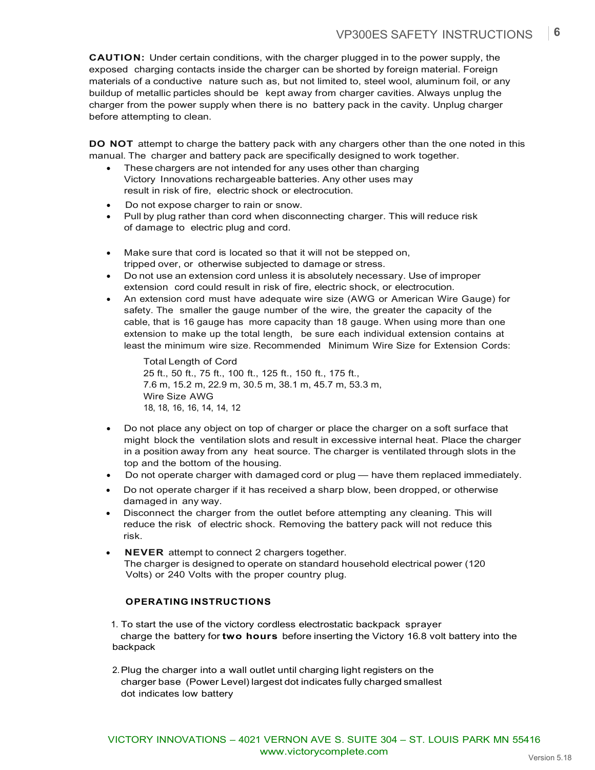**CAUTION:** Under certain conditions, with the charger plugged in to the power supply, the exposed charging contacts inside the charger can be shorted by foreign material. Foreign materials of a conductive nature such as, but not limited to, steel wool, aluminum foil, or any buildup of metallic particles should be kept away from charger cavities. Always unplug the charger from the power supply when there is no battery pack in the cavity. Unplug charger before attempting to clean.

**DO NOT** attempt to charge the battery pack with any chargers other than the one noted in this manual. The charger and battery pack are specifically designed to work together.

- These chargers are not intended for any uses other than charging Victory Innovations rechargeable batteries. Any other uses may result in risk of fire, electric shock or electrocution.
- Do not expose charger to rain or snow.
- Pull by plug rather than cord when disconnecting charger. This will reduce risk of damage to electric plug and cord.
- Make sure that cord is located so that it will not be stepped on, tripped over, or otherwise subjected to damage or stress.
- Do not use an extension cord unless it is absolutely necessary. Use of improper extension cord could result in risk of fire, electric shock, or electrocution.
- An extension cord must have adequate wire size (AWG or American Wire Gauge) for safety. The smaller the gauge number of the wire, the greater the capacity of the cable, that is 16 gauge has more capacity than 18 gauge. When using more than one extension to make up the total length, be sure each individual extension contains at least the minimum wire size. Recommended Minimum Wire Size for Extension Cords:

  Total Length of Cord
  25 ft., 50 ft., 75 ft., 100 ft., 125 ft., 150 ft., 175 ft.,
  7.6 m, 15.2 m, 22.9 m, 30.5 m, 38.1 m, 45.7 m, 53.3 m,
  Wire Size AWG
  18, 18, 16, 16, 14, 14, 12

- Do not place any object on top of charger or place the charger on a soft surface that might block the ventilation slots and result in excessive internal heat. Place the charger in a position away from any heat source. The charger is ventilated through slots in the top and the bottom of the housing.
- Do not operate charger with damaged cord or plug — have them replaced immediately.
- Do not operate charger if it has received a sharp blow, been dropped, or otherwise damaged in any way.
- Disconnect the charger from the outlet before attempting any cleaning. This will reduce the risk of electric shock. Removing the battery pack will not reduce this risk.
- **NEVER** attempt to connect 2 chargers together.
  The charger is designed to operate on standard household electrical power (120 Volts) or 240 Volts with the proper country plug.

## OPERATING INSTRUCTIONS

1. To start the use of the victory cordless electrostatic backpack sprayer charge the battery for **two hours** before inserting the Victory 16.8 volt battery into the backpack
2. Plug the charger into a wall outlet until charging light registers on the charger base (Power Level) largest dot indicates fully charged smallest dot indicates low battery

VICTORY INNOVATIONS – 4021 VERNON AVE S. SUITE 304 – ST. LOUIS PARK MN 55416
www.victorycomplete.com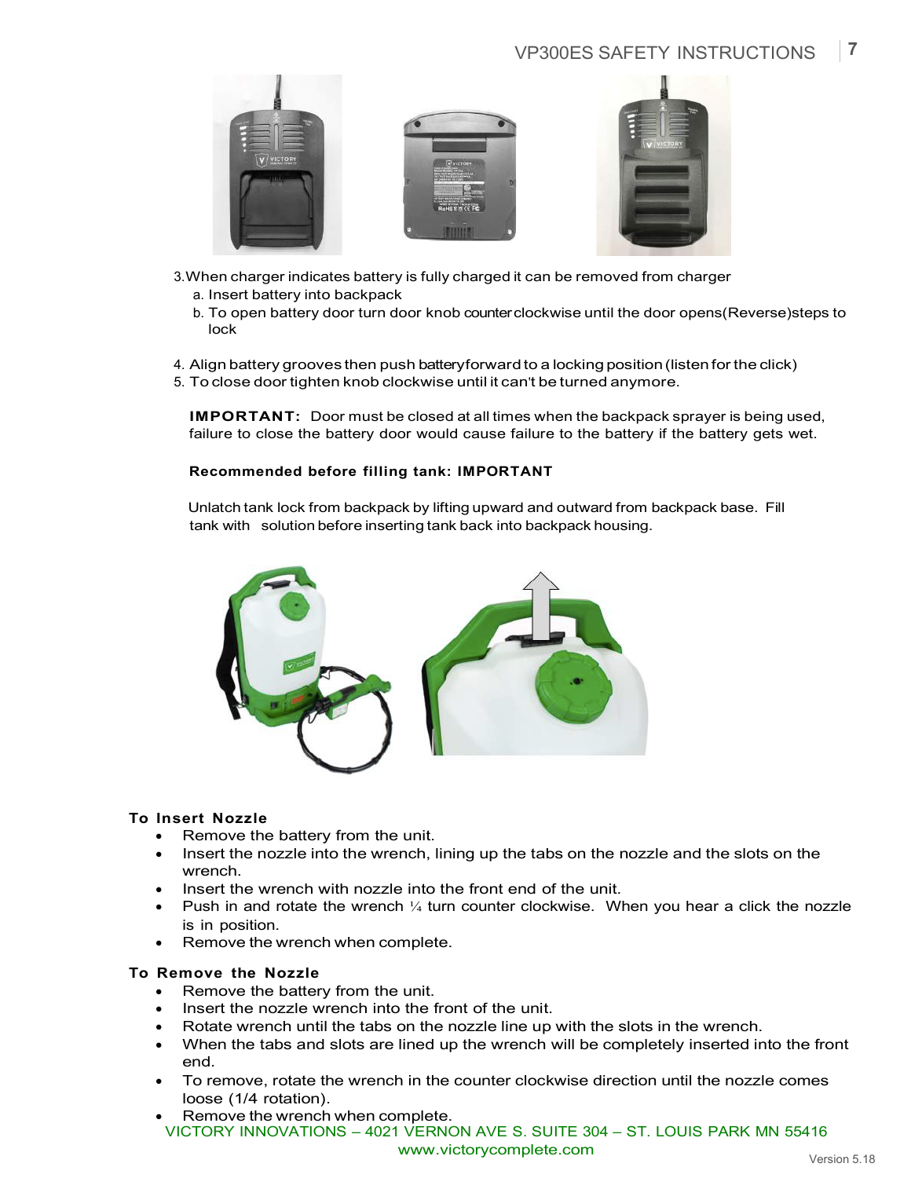3. When charger indicates battery is fully charged it can be removed from charger
   a. Insert battery into backpack
   b. To open battery door turn door knob counterclockwise until the door opens(Reverse)steps to lock

4. Align battery grooves then push battery forward to a locking position (listen for the click)
5. To close door tighten knob clockwise until it can't be turned anymore.

**IMPORTANT:** Door must be closed at all times when the backpack sprayer is being used, failure to close the battery door would cause failure to the battery if the battery gets wet.

**Recommended before filling tank: IMPORTANT**

Unlatch tank lock from backpack by lifting upward and outward from backpack base. Fill tank with solution before inserting tank back into backpack housing.

**To Insert Nozzle**

- Remove the battery from the unit.
- Insert the nozzle into the wrench, lining up the tabs on the nozzle and the slots on the wrench.
- Insert the wrench with nozzle into the front end of the unit.
- Push in and rotate the wrench ¼ turn counter clockwise. When you hear a click the nozzle is in position.
- Remove the wrench when complete.

**To Remove the Nozzle**

- Remove the battery from the unit.
- Insert the nozzle wrench into the front of the unit.
- Rotate wrench until the tabs on the nozzle line up with the slots in the wrench.
- When the tabs and slots are lined up the wrench will be completely inserted into the front end.
- To remove, rotate the wrench in the counter clockwise direction until the nozzle comes loose (1/4 rotation).
- Remove the wrench when complete.

VICTORY INNOVATIONS – 4021 VERNON AVE S. SUITE 304 – ST. LOUIS PARK MN 55416
www.victorycomplete.com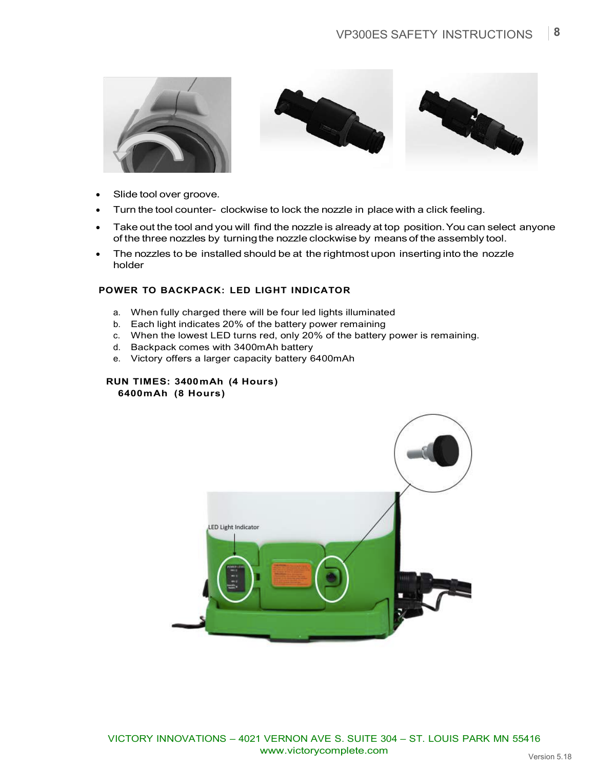- Slide tool over groove.
- Turn the tool counter- clockwise to lock the nozzle in place with a click feeling.
- Take out the tool and you will find the nozzle is already at top position. You can select anyone of the three nozzles by turning the nozzle clockwise by means of the assembly tool.
- The nozzles to be installed should be at the rightmost upon inserting into the nozzle holder

**POWER TO BACKPACK: LED LIGHT INDICATOR**

a. When fully charged there will be four led lights illuminated
b. Each light indicates 20% of the battery power remaining
c. When the lowest LED turns red, only 20% of the battery power is remaining.
d. Backpack comes with 3400mAh battery
e. Victory offers a larger capacity battery 6400mAh

**RUN TIMES: 3400mAh (4 Hours)**
**6400mAh (8 Hours)**

LED Light Indicator

VICTORY INNOVATIONS – 4021 VERNON AVE S. SUITE 304 – ST. LOUIS PARK MN 55416
www.victorycomplete.com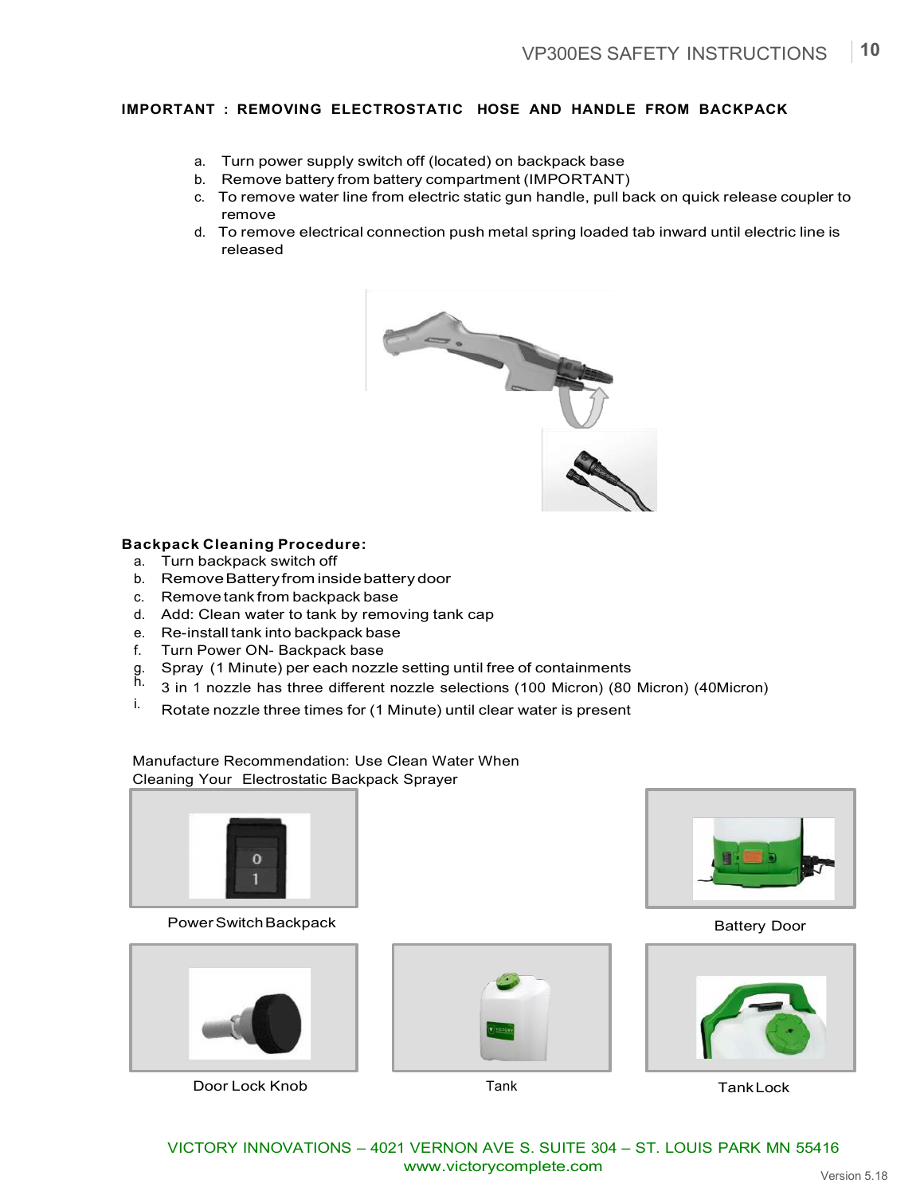**IMPORTANT : REMOVING ELECTROSTATIC HOSE AND HANDLE FROM BACKPACK**

a. Turn power supply switch off (located) on backpack base
b. Remove battery from battery compartment (IMPORTANT)
c. To remove water line from electric static gun handle, pull back on quick release coupler to remove
d. To remove electrical connection push metal spring loaded tab inward until electric line is released

**Backpack Cleaning Procedure:**

a. Turn backpack switch off
b. Remove Battery from inside battery door
c. Remove tank from backpack base
d. Add: Clean water to tank by removing tank cap
e. Re-install tank into backpack base
f. Turn Power ON- Backpack base
g. Spray (1 Minute) per each nozzle setting until free of containments
h. 3 in 1 nozzle has three different nozzle selections (100 Micron) (80 Micron) (40Micron)
i. Rotate nozzle three times for (1 Minute) until clear water is present

Manufacture Recommendation: Use Clean Water When Cleaning Your Electrostatic Backpack Sprayer

Power Switch Backpack

Battery Door

Door Lock Knob

Tank

Tank Lock

VICTORY INNOVATIONS – 4021 VERNON AVE S. SUITE 304 – ST. LOUIS PARK MN 55416
www.victorycomplete.com

Version 5.18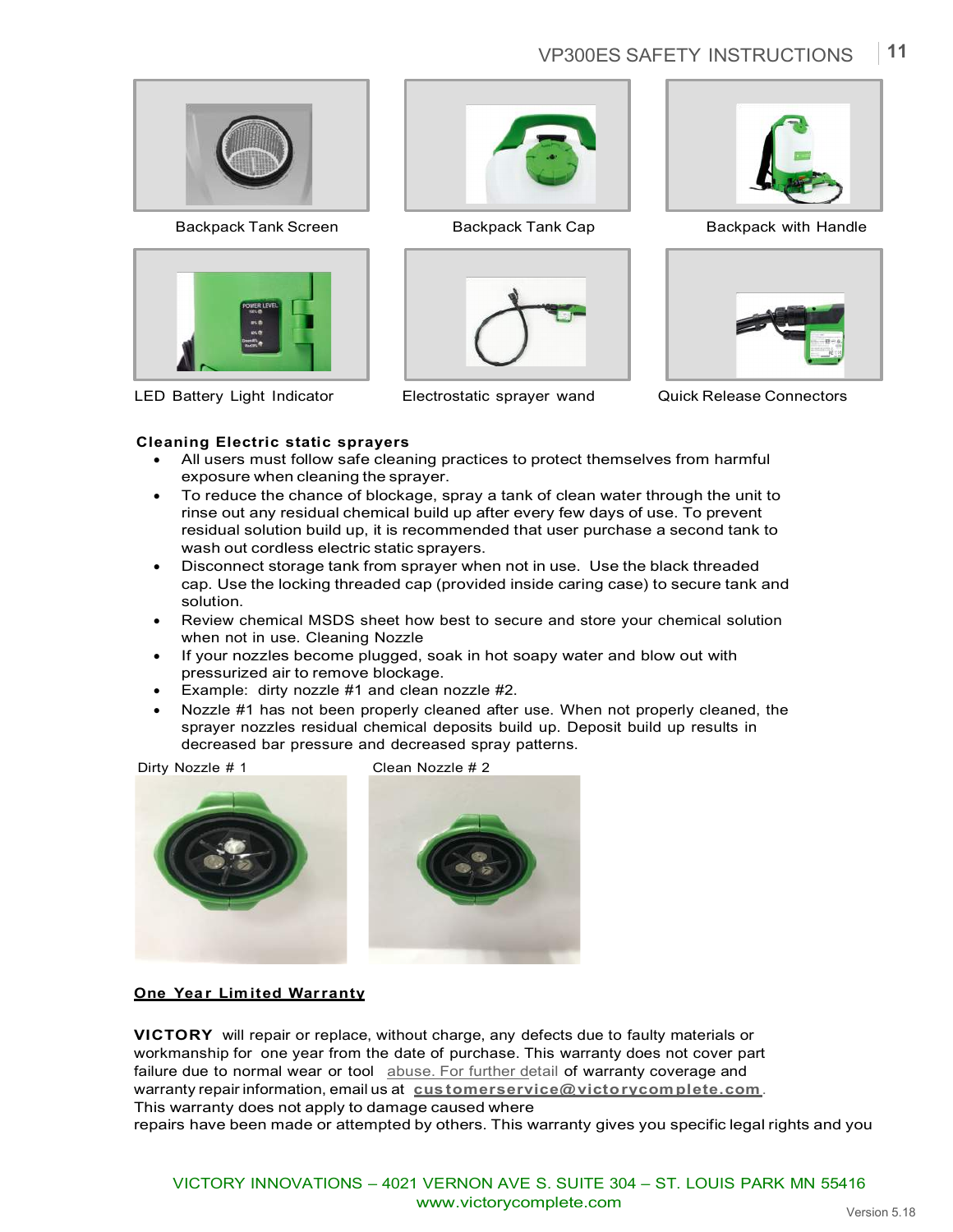Backpack Tank Screen

Backpack Tank Cap

Backpack with Handle

LED Battery Light Indicator

Electrostatic sprayer wand

Quick Release Connectors

**Cleaning Electric static sprayers**

- All users must follow safe cleaning practices to protect themselves from harmful exposure when cleaning the sprayer.
- To reduce the chance of blockage, spray a tank of clean water through the unit to rinse out any residual chemical build up after every few days of use. To prevent residual solution build up, it is recommended that user purchase a second tank to wash out cordless electric static sprayers.
- Disconnect storage tank from sprayer when not in use. Use the black threaded cap. Use the locking threaded cap (provided inside caring case) to secure tank and solution.
- Review chemical MSDS sheet how best to secure and store your chemical solution when not in use. Cleaning Nozzle
- If your nozzles become plugged, soak in hot soapy water and blow out with pressurized air to remove blockage.
- Example: dirty nozzle #1 and clean nozzle #2.
- Nozzle #1 has not been properly cleaned after use. When not properly cleaned, the sprayer nozzles residual chemical deposits build up. Deposit build up results in decreased bar pressure and decreased spray patterns.

Dirty Nozzle # 1

Clean Nozzle # 2

**One Year Limited Warranty**

**VICTORY** will repair or replace, without charge, any defects due to faulty materials or workmanship for one year from the date of purchase. This warranty does not cover part failure due to normal wear or tool abuse. For further detail of warranty coverage and warranty repair information, email us at **customerservice@victorycomplete.com**. This warranty does not apply to damage caused where repairs have been made or attempted by others. This warranty gives you specific legal rights and you

VICTORY INNOVATIONS – 4021 VERNON AVE S. SUITE 304 – ST. LOUIS PARK MN 55416
www.victorycomplete.com

Version 5.18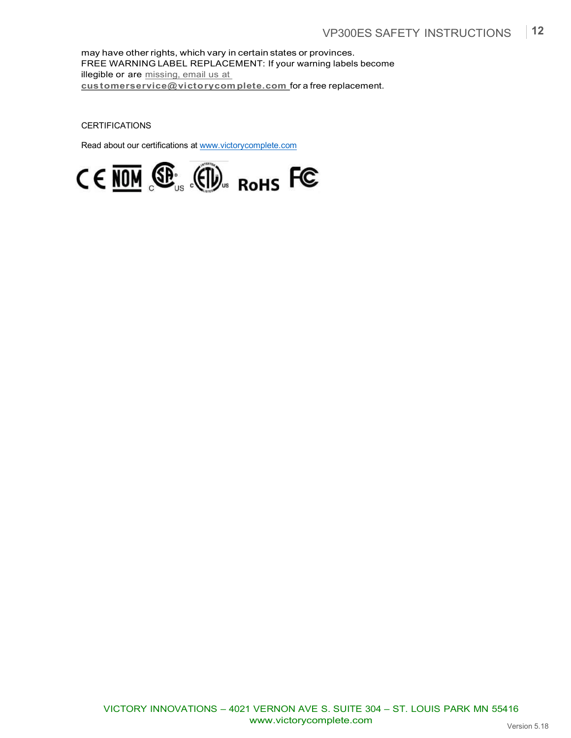may have other rights, which vary in certain states or provinces.
FREE WARNING LABEL REPLACEMENT: If your warning labels become illegible or are missing, email us at customerservice@victorycomplete.com for a free replacement.

CERTIFICATIONS

Read about our certifications at www.victorycomplete.com

VICTORY INNOVATIONS – 4021 VERNON AVE S. SUITE 304 – ST. LOUIS PARK MN 55416
www.victorycomplete.com

Version 5.18